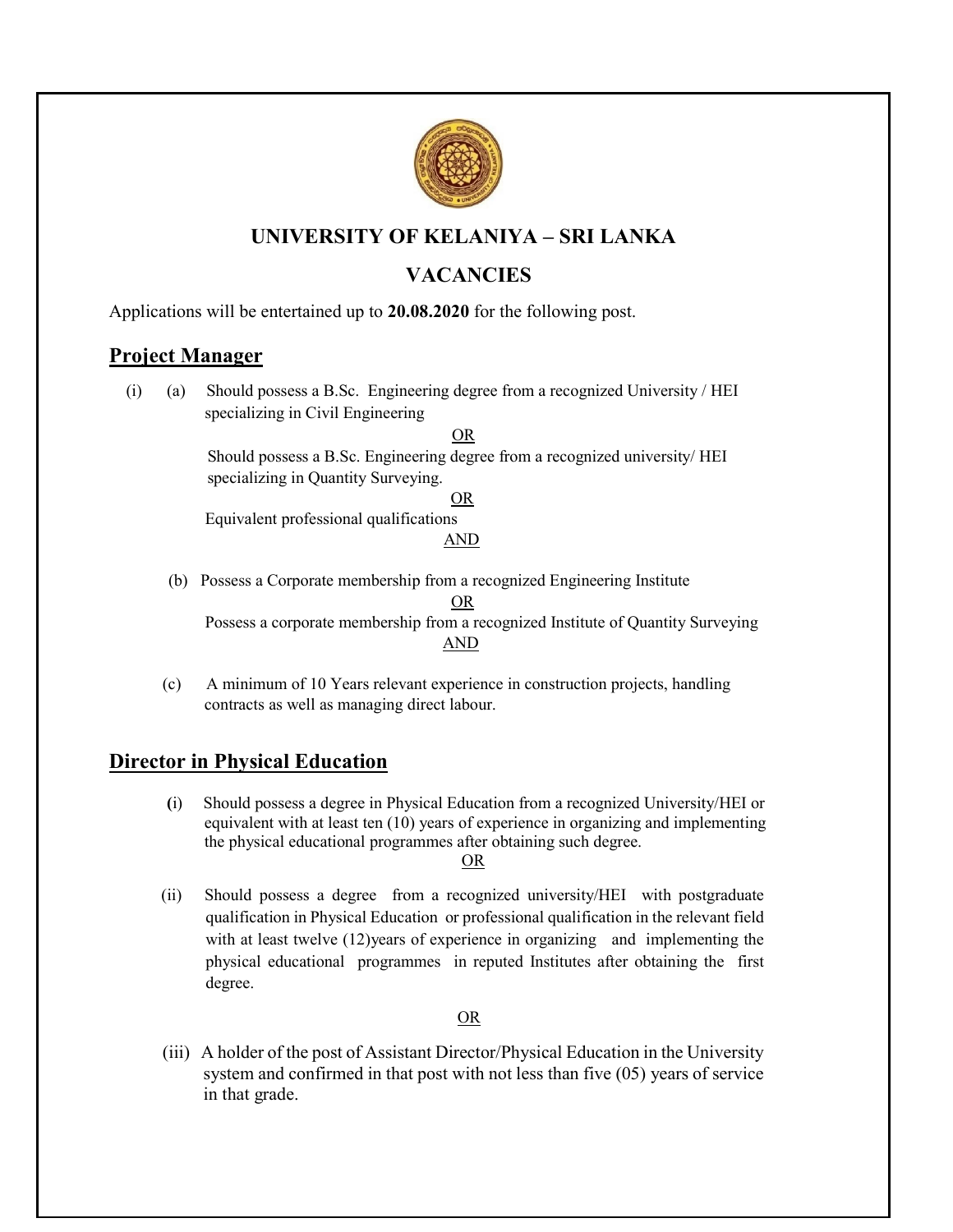# UNIVERSITY OF KELANIYA – SRI LANKA

## VACANCIES

Applications will be entertained up to **20.08.2020** for the following post.

## Project Manager

(i) (a) Should possess a B.Sc. Engineering degree from a recognized University / HEI specializing in Civil Engineering

OR

Should possess a B.Sc. Engineering degree from a recognized university/ HEI specializing in Quantity Surveying.

OR

Equivalent professional qualifications

AND

(b) Possess a Corporate membership from a recognized Engineering Institute

OR

Possess a corporate membership from a recognized Institute of Quantity Surveying

AND

(c) A minimum of 10 Years relevant experience in construction projects, handling contracts as well as managing direct labour.

## Director in Physical Education

(i) Should possess a degree in Physical Education from a recognized University/HEI or equivalent with at least ten (10) years of experience in organizing and implementing the physical educational programmes after obtaining such degree.

OR

(ii) Should possess a degree from a recognized university/HEI with postgraduate qualification in Physical Education or professional qualification in the relevant field with at least twelve (12)years of experience in organizing and implementing the physical educational programmes in reputed Institutes after obtaining the first degree.

OR

(iii) A holder of the post of Assistant Director/Physical Education in the University system and confirmed in that post with not less than five (05) years of service in that grade.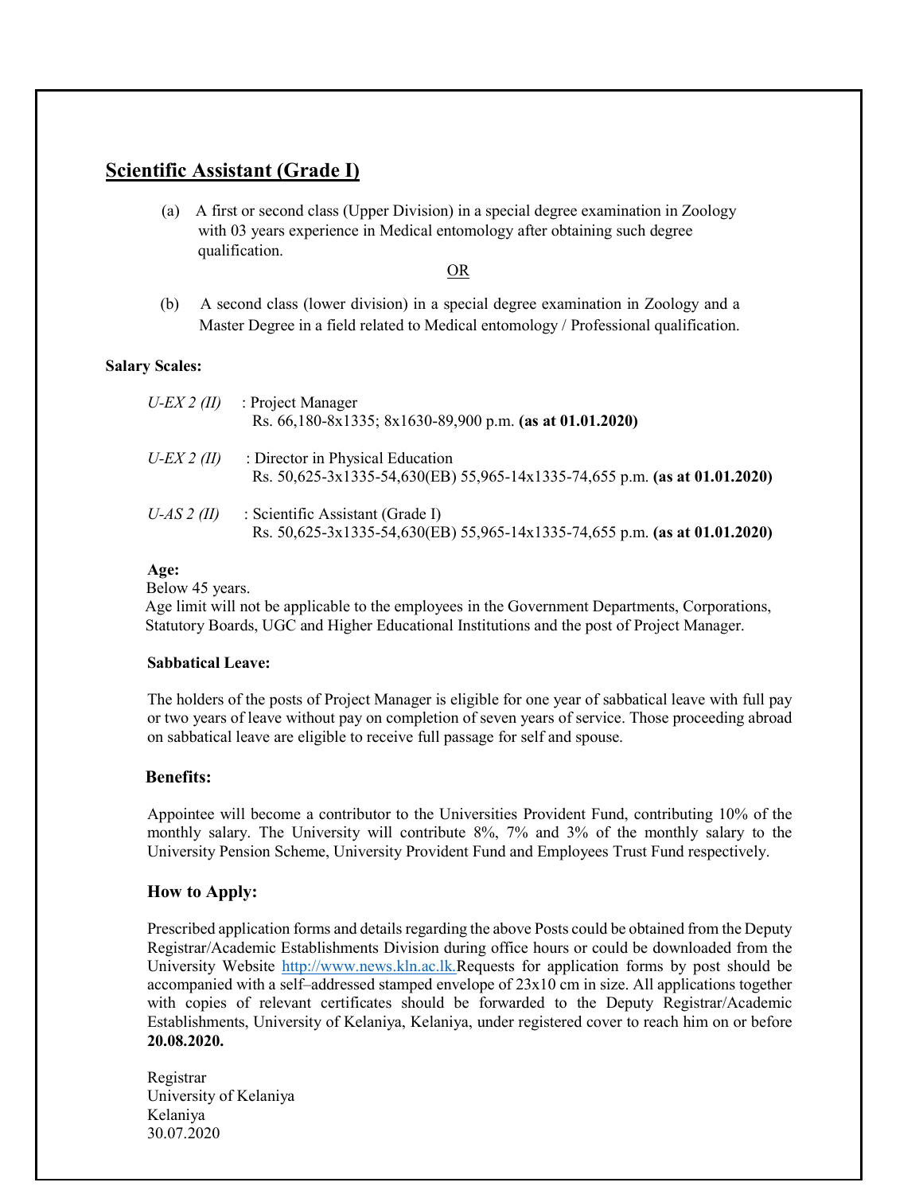## Scientific Assistant (Grade I)

(a) A first or second class (Upper Division) in a special degree examination in Zoology with 03 years experience in Medical entomology after obtaining such degree qualification.

OR

(b) A second class (lower division) in a special degree examination in Zoology and a Master Degree in a field related to Medical entomology / Professional qualification.

**Salary Scales:**

*U-EX 2 (II)* : Project Manager
Rs. 66,180-8x1335; 8x1630-89,900 p.m. **(as at 01.01.2020)**

*U-EX 2 (II)* : Director in Physical Education
Rs. 50,625-3x1335-54,630(EB) 55,965-14x1335-74,655 p.m. **(as at 01.01.2020)**

*U-AS 2 (II)* : Scientific Assistant (Grade I)
Rs. 50,625-3x1335-54,630(EB) 55,965-14x1335-74,655 p.m. **(as at 01.01.2020)**

**Age:**
Below 45 years.
Age limit will not be applicable to the employees in the Government Departments, Corporations, Statutory Boards, UGC and Higher Educational Institutions and the post of Project Manager.

**Sabbatical Leave:**

The holders of the posts of Project Manager is eligible for one year of sabbatical leave with full pay or two years of leave without pay on completion of seven years of service. Those proceeding abroad on sabbatical leave are eligible to receive full passage for self and spouse.

**Benefits:**

Appointee will become a contributor to the Universities Provident Fund, contributing 10% of the monthly salary. The University will contribute 8%, 7% and 3% of the monthly salary to the University Pension Scheme, University Provident Fund and Employees Trust Fund respectively.

**How to Apply:**

Prescribed application forms and details regarding the above Posts could be obtained from the Deputy Registrar/Academic Establishments Division during office hours or could be downloaded from the University Website http://www.news.kln.ac.lk.Requests for application forms by post should be accompanied with a self–addressed stamped envelope of 23x10 cm in size. All applications together with copies of relevant certificates should be forwarded to the Deputy Registrar/Academic Establishments, University of Kelaniya, Kelaniya, under registered cover to reach him on or before **20.08.2020.**

Registrar
University of Kelaniya
Kelaniya
30.07.2020